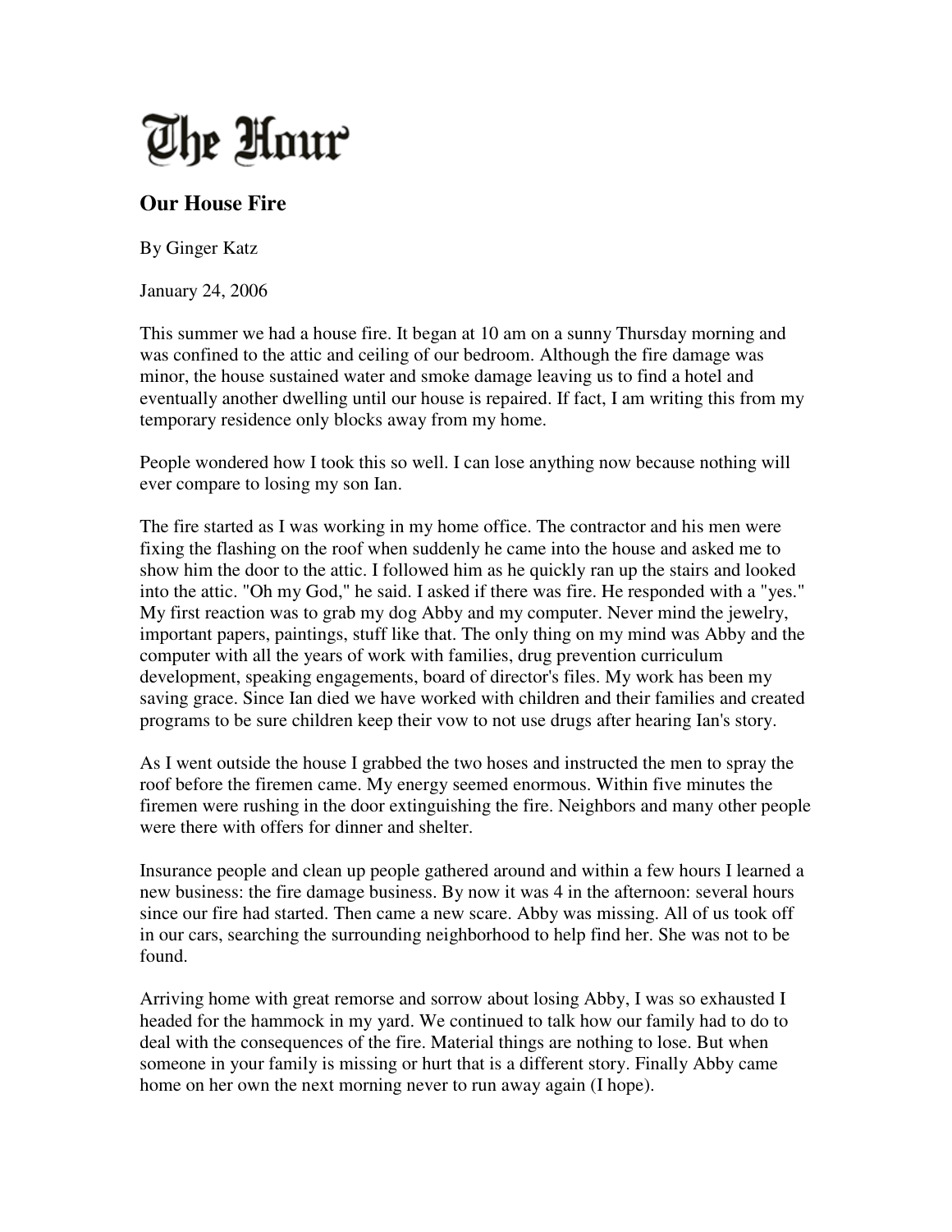# The Hour

## Our House Fire

By Ginger Katz

January 24, 2006

This summer we had a house fire. It began at 10 am on a sunny Thursday morning and was confined to the attic and ceiling of our bedroom. Although the fire damage was minor, the house sustained water and smoke damage leaving us to find a hotel and eventually another dwelling until our house is repaired. If fact, I am writing this from my temporary residence only blocks away from my home.

People wondered how I took this so well. I can lose anything now because nothing will ever compare to losing my son Ian.

The fire started as I was working in my home office. The contractor and his men were fixing the flashing on the roof when suddenly he came into the house and asked me to show him the door to the attic. I followed him as he quickly ran up the stairs and looked into the attic. "Oh my God," he said. I asked if there was fire. He responded with a "yes." My first reaction was to grab my dog Abby and my computer. Never mind the jewelry, important papers, paintings, stuff like that. The only thing on my mind was Abby and the computer with all the years of work with families, drug prevention curriculum development, speaking engagements, board of director's files. My work has been my saving grace. Since Ian died we have worked with children and their families and created programs to be sure children keep their vow to not use drugs after hearing Ian's story.

As I went outside the house I grabbed the two hoses and instructed the men to spray the roof before the firemen came. My energy seemed enormous. Within five minutes the firemen were rushing in the door extinguishing the fire. Neighbors and many other people were there with offers for dinner and shelter.

Insurance people and clean up people gathered around and within a few hours I learned a new business: the fire damage business. By now it was 4 in the afternoon: several hours since our fire had started. Then came a new scare. Abby was missing. All of us took off in our cars, searching the surrounding neighborhood to help find her. She was not to be found.

Arriving home with great remorse and sorrow about losing Abby, I was so exhausted I headed for the hammock in my yard. We continued to talk how our family had to do to deal with the consequences of the fire. Material things are nothing to lose. But when someone in your family is missing or hurt that is a different story. Finally Abby came home on her own the next morning never to run away again (I hope).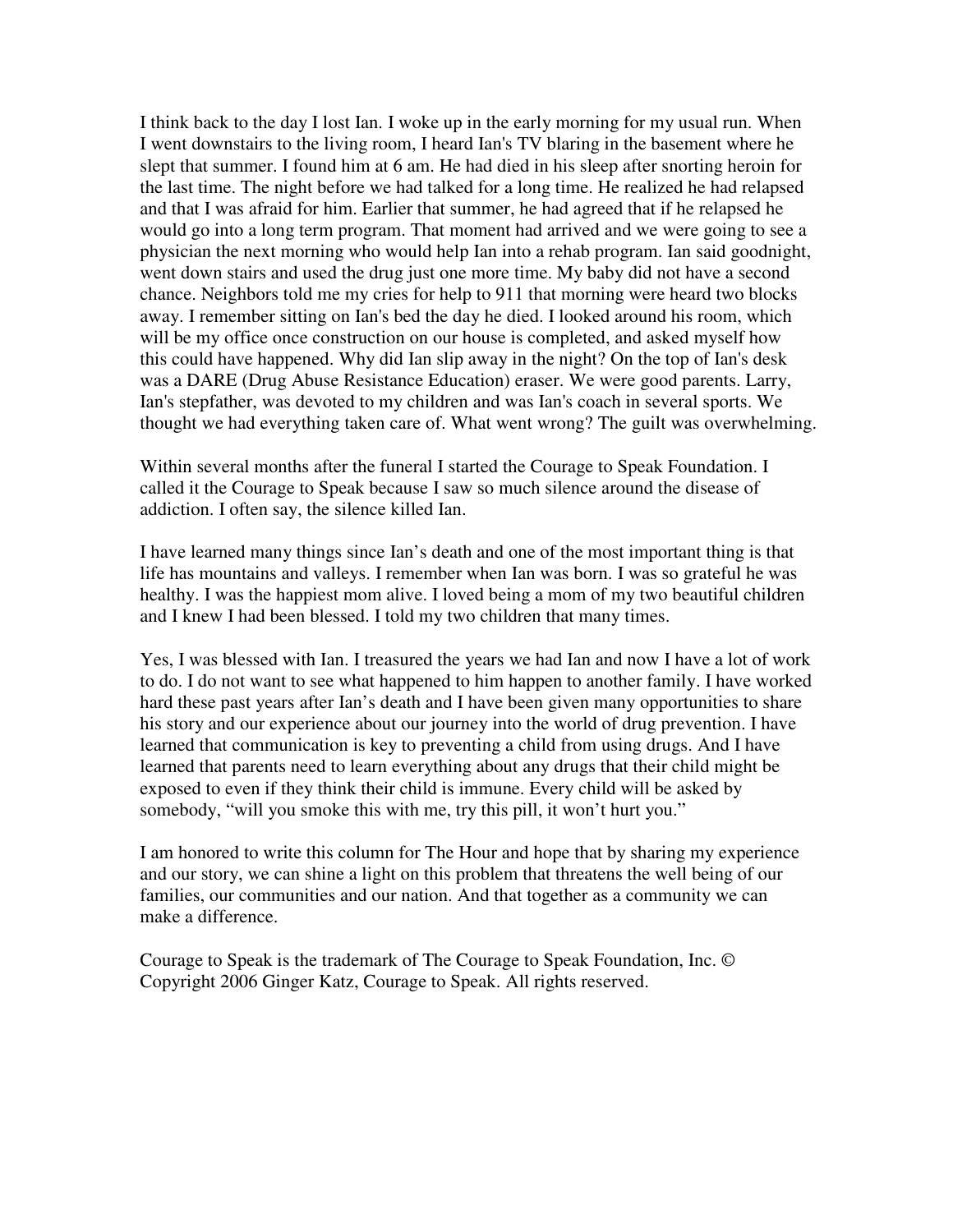I think back to the day I lost Ian. I woke up in the early morning for my usual run. When I went downstairs to the living room, I heard Ian's TV blaring in the basement where he slept that summer. I found him at 6 am. He had died in his sleep after snorting heroin for the last time. The night before we had talked for a long time. He realized he had relapsed and that I was afraid for him. Earlier that summer, he had agreed that if he relapsed he would go into a long term program. That moment had arrived and we were going to see a physician the next morning who would help Ian into a rehab program. Ian said goodnight, went down stairs and used the drug just one more time. My baby did not have a second chance. Neighbors told me my cries for help to 911 that morning were heard two blocks away. I remember sitting on Ian's bed the day he died. I looked around his room, which will be my office once construction on our house is completed, and asked myself how this could have happened. Why did Ian slip away in the night? On the top of Ian's desk was a DARE (Drug Abuse Resistance Education) eraser. We were good parents. Larry, Ian's stepfather, was devoted to my children and was Ian's coach in several sports. We thought we had everything taken care of. What went wrong? The guilt was overwhelming.

Within several months after the funeral I started the Courage to Speak Foundation. I called it the Courage to Speak because I saw so much silence around the disease of addiction. I often say, the silence killed Ian.

I have learned many things since Ian's death and one of the most important thing is that life has mountains and valleys. I remember when Ian was born. I was so grateful he was healthy. I was the happiest mom alive. I loved being a mom of my two beautiful children and I knew I had been blessed. I told my two children that many times.

Yes, I was blessed with Ian. I treasured the years we had Ian and now I have a lot of work to do. I do not want to see what happened to him happen to another family. I have worked hard these past years after Ian's death and I have been given many opportunities to share his story and our experience about our journey into the world of drug prevention. I have learned that communication is key to preventing a child from using drugs. And I have learned that parents need to learn everything about any drugs that their child might be exposed to even if they think their child is immune. Every child will be asked by somebody, "will you smoke this with me, try this pill, it won't hurt you."

I am honored to write this column for The Hour and hope that by sharing my experience and our story, we can shine a light on this problem that threatens the well being of our families, our communities and our nation. And that together as a community we can make a difference.

Courage to Speak is the trademark of The Courage to Speak Foundation, Inc. © Copyright 2006 Ginger Katz, Courage to Speak. All rights reserved.